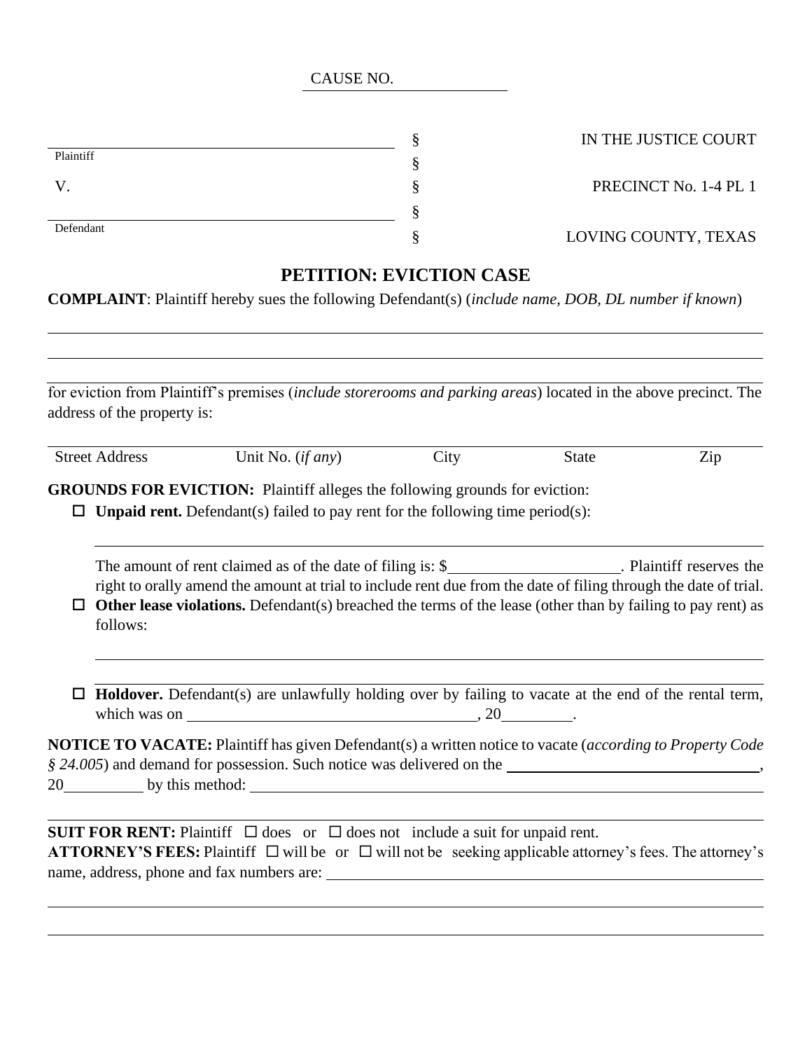CAUSE NO. \_\_\_\_\_\_\_\_\_\_\_\_\_\_\_

| | | |
|---|---|---|
| \_\_\_\_\_\_\_\_\_\_\_\_\_\_\_\_\_\_\_\_\_\_\_\_\_\_\_\_\_\_\_\_\_\_\_\_ | § | IN THE JUSTICE COURT |
| Plaintiff | § | |
| V. | § | PRECINCT No. 1-4 PL 1 |
| \_\_\_\_\_\_\_\_\_\_\_\_\_\_\_\_\_\_\_\_\_\_\_\_\_\_\_\_\_\_\_\_\_\_\_\_ | § | |
| Defendant | § | LOVING COUNTY, TEXAS |

## PETITION: EVICTION CASE

**COMPLAINT**: Plaintiff hereby sues the following Defendant(s) (*include name, DOB, DL number if known*)

\_\_\_\_\_\_\_\_\_\_\_\_\_\_\_\_\_\_\_\_\_\_\_\_\_\_\_\_\_\_\_\_\_\_\_\_\_\_\_\_\_\_\_\_\_\_\_\_\_\_\_\_\_\_\_\_\_\_\_\_\_\_\_\_\_\_\_\_\_\_\_\_

\_\_\_\_\_\_\_\_\_\_\_\_\_\_\_\_\_\_\_\_\_\_\_\_\_\_\_\_\_\_\_\_\_\_\_\_\_\_\_\_\_\_\_\_\_\_\_\_\_\_\_\_\_\_\_\_\_\_\_\_\_\_\_\_\_\_\_\_\_\_\_\_

\_\_\_\_\_\_\_\_\_\_\_\_\_\_\_\_\_\_\_\_\_\_\_\_\_\_\_\_\_\_\_\_\_\_\_\_\_\_\_\_\_\_\_\_\_\_\_\_\_\_\_\_\_\_\_\_\_\_\_\_\_\_\_\_\_\_\_\_\_\_\_\_

for eviction from Plaintiff's premises (*include storerooms and parking areas*) located in the above precinct. The address of the property is:

\_\_\_\_\_\_\_\_\_\_\_\_\_\_\_\_\_\_\_\_\_\_\_\_\_\_\_\_\_\_\_\_\_\_\_\_\_\_\_\_\_\_\_\_\_\_\_\_\_\_\_\_\_\_\_\_\_\_\_\_\_\_\_\_\_\_\_\_\_\_\_\_

| Street Address | Unit No. (*if any*) | City | State | Zip |
|---|---|---|---|---|

**GROUNDS FOR EVICTION:** Plaintiff alleges the following grounds for eviction:

- ☐ **Unpaid rent.** Defendant(s) failed to pay rent for the following time period(s):

  \_\_\_\_\_\_\_\_\_\_\_\_\_\_\_\_\_\_\_\_\_\_\_\_\_\_\_\_\_\_\_\_\_\_\_\_\_\_\_\_\_\_\_\_\_\_\_\_\_\_\_\_\_\_\_\_\_\_\_\_\_\_\_\_\_\_

  The amount of rent claimed as of the date of filing is: $\_\_\_\_\_\_\_\_\_\_\_\_\_\_\_\_\_\_\_\_\_\_. Plaintiff reserves the right to orally amend the amount at trial to include rent due from the date of filing through the date of trial.

- ☐ **Other lease violations.** Defendant(s) breached the terms of the lease (other than by failing to pay rent) as follows:

  \_\_\_\_\_\_\_\_\_\_\_\_\_\_\_\_\_\_\_\_\_\_\_\_\_\_\_\_\_\_\_\_\_\_\_\_\_\_\_\_\_\_\_\_\_\_\_\_\_\_\_\_\_\_\_\_\_\_\_\_\_\_\_\_\_\_

  \_\_\_\_\_\_\_\_\_\_\_\_\_\_\_\_\_\_\_\_\_\_\_\_\_\_\_\_\_\_\_\_\_\_\_\_\_\_\_\_\_\_\_\_\_\_\_\_\_\_\_\_\_\_\_\_\_\_\_\_\_\_\_\_\_\_

- ☐ **Holdover.** Defendant(s) are unlawfully holding over by failing to vacate at the end of the rental term, which was on \_\_\_\_\_\_\_\_\_\_\_\_\_\_\_\_\_\_\_\_\_\_\_\_\_\_\_\_\_\_\_\_\_\_\_\_\_\_, 20\_\_\_\_\_\_\_\_\_.

**NOTICE TO VACATE:** Plaintiff has given Defendant(s) a written notice to vacate (*according to Property Code § 24.005*) and demand for possession. Such notice was delivered on the \_\_\_\_\_\_\_\_\_\_\_\_\_\_\_\_\_\_\_\_\_\_\_\_\_\_\_\_\_\_\_\_\_\_, 20\_\_\_\_\_\_\_\_\_\_ by this method: \_\_\_\_\_\_\_\_\_\_\_\_\_\_\_\_\_\_\_\_\_\_\_\_\_\_\_\_\_\_\_\_\_\_\_\_\_\_\_\_\_\_\_\_\_\_\_\_\_\_\_\_\_\_

\_\_\_\_\_\_\_\_\_\_\_\_\_\_\_\_\_\_\_\_\_\_\_\_\_\_\_\_\_\_\_\_\_\_\_\_\_\_\_\_\_\_\_\_\_\_\_\_\_\_\_\_\_\_\_\_\_\_\_\_\_\_\_\_\_\_\_\_\_\_\_\_

**SUIT FOR RENT:** Plaintiff ☐ does or ☐ does not include a suit for unpaid rent.

**ATTORNEY'S FEES:** Plaintiff ☐ will be or ☐ will not be seeking applicable attorney's fees. The attorney's name, address, phone and fax numbers are: \_\_\_\_\_\_\_\_\_\_\_\_\_\_\_\_\_\_\_\_\_\_\_\_\_\_\_\_\_\_\_\_\_\_\_\_\_\_\_\_\_\_\_\_\_\_\_\_\_\_

\_\_\_\_\_\_\_\_\_\_\_\_\_\_\_\_\_\_\_\_\_\_\_\_\_\_\_\_\_\_\_\_\_\_\_\_\_\_\_\_\_\_\_\_\_\_\_\_\_\_\_\_\_\_\_\_\_\_\_\_\_\_\_\_\_\_\_\_\_\_\_\_

\_\_\_\_\_\_\_\_\_\_\_\_\_\_\_\_\_\_\_\_\_\_\_\_\_\_\_\_\_\_\_\_\_\_\_\_\_\_\_\_\_\_\_\_\_\_\_\_\_\_\_\_\_\_\_\_\_\_\_\_\_\_\_\_\_\_\_\_\_\_\_\_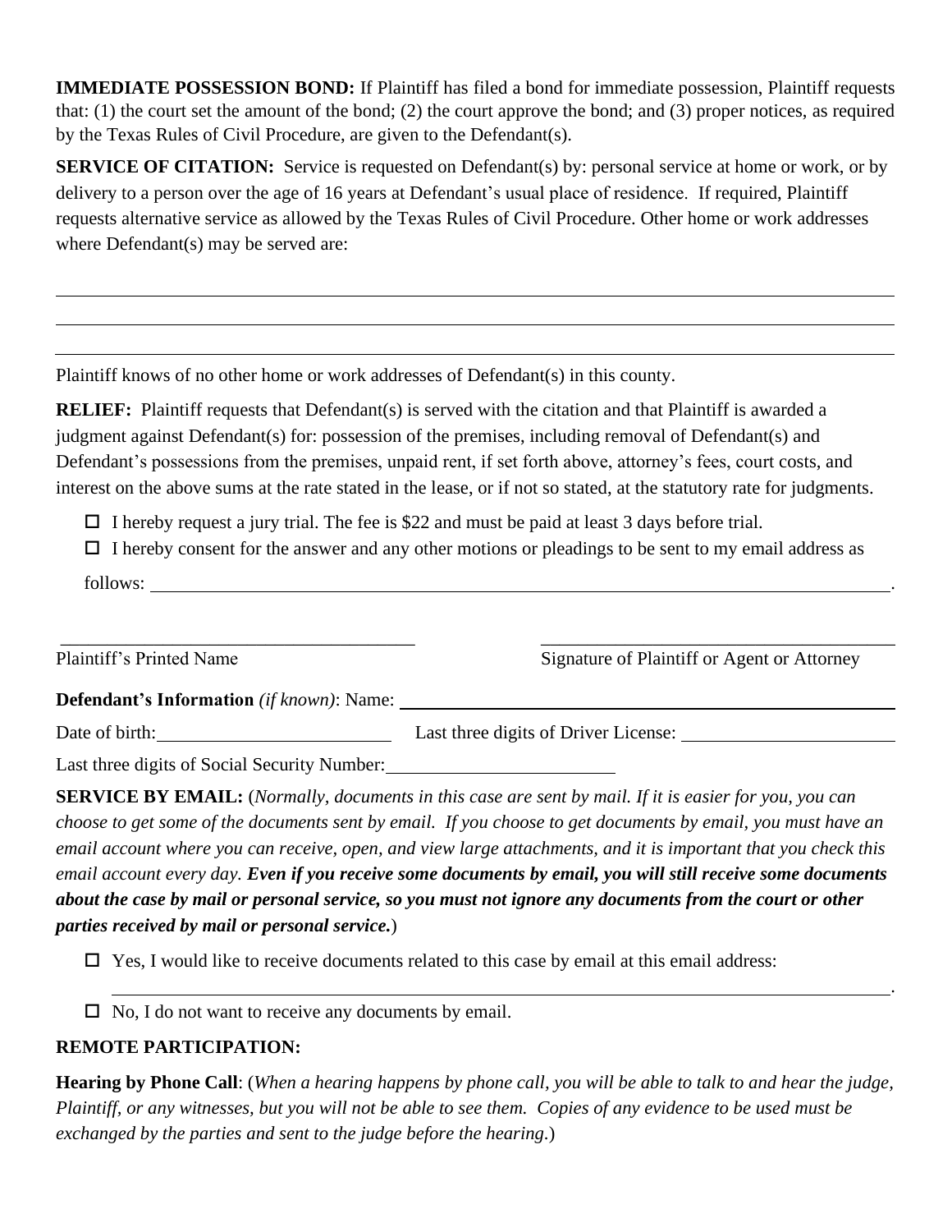**IMMEDIATE POSSESSION BOND:** If Plaintiff has filed a bond for immediate possession, Plaintiff requests that: (1) the court set the amount of the bond; (2) the court approve the bond; and (3) proper notices, as required by the Texas Rules of Civil Procedure, are given to the Defendant(s).

**SERVICE OF CITATION:** Service is requested on Defendant(s) by: personal service at home or work, or by delivery to a person over the age of 16 years at Defendant's usual place of residence. If required, Plaintiff requests alternative service as allowed by the Texas Rules of Civil Procedure. Other home or work addresses where Defendant(s) may be served are:

______________________________________________________________________________

______________________________________________________________________________

______________________________________________________________________________

Plaintiff knows of no other home or work addresses of Defendant(s) in this county.

**RELIEF:** Plaintiff requests that Defendant(s) is served with the citation and that Plaintiff is awarded a judgment against Defendant(s) for: possession of the premises, including removal of Defendant(s) and Defendant's possessions from the premises, unpaid rent, if set forth above, attorney's fees, court costs, and interest on the above sums at the rate stated in the lease, or if not so stated, at the statutory rate for judgments.

☐ I hereby request a jury trial. The fee is $22 and must be paid at least 3 days before trial.

☐ I hereby consent for the answer and any other motions or pleadings to be sent to my email address as follows: ______________________________________________________________.

______________________________ ______________________________

Plaintiff's Printed Name Signature of Plaintiff or Agent or Attorney

**Defendant's Information** *(if known)*: Name: ______________________________

Date of birth: ____________________ Last three digits of Driver License: ____________________

Last three digits of Social Security Number: ____________________

**SERVICE BY EMAIL:** (*Normally, documents in this case are sent by mail. If it is easier for you, you can choose to get some of the documents sent by email. If you choose to get documents by email, you must have an email account where you can receive, open, and view large attachments, and it is important that you check this email account every day.* ***Even if you receive some documents by email, you will still receive some documents about the case by mail or personal service, so you must not ignore any documents from the court or other parties received by mail or personal service.***)

☐ Yes, I would like to receive documents related to this case by email at this email address:

______________________________________________________________________________.

☐ No, I do not want to receive any documents by email.

**REMOTE PARTICIPATION:**

**Hearing by Phone Call**: (*When a hearing happens by phone call, you will be able to talk to and hear the judge, Plaintiff, or any witnesses, but you will not be able to see them. Copies of any evidence to be used must be exchanged by the parties and sent to the judge before the hearing.*)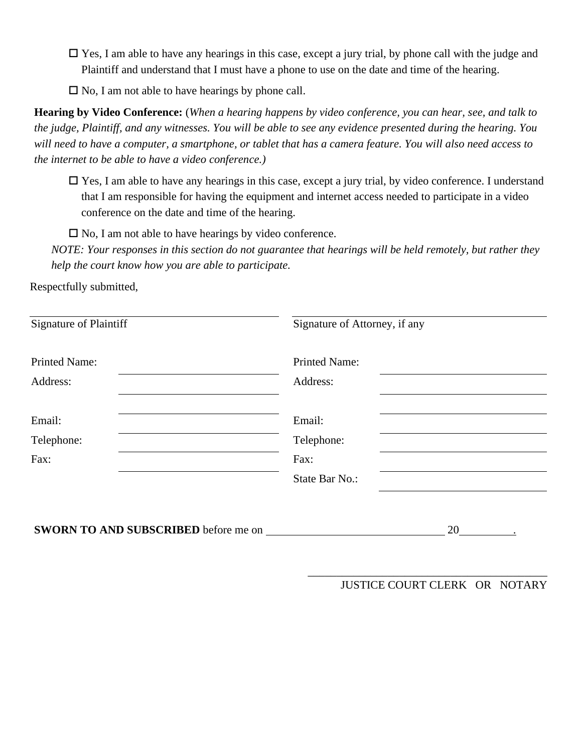☐ Yes, I am able to have any hearings in this case, except a jury trial, by phone call with the judge and Plaintiff and understand that I must have a phone to use on the date and time of the hearing.

☐ No, I am not able to have hearings by phone call.

**Hearing by Video Conference:** (*When a hearing happens by video conference, you can hear, see, and talk to the judge, Plaintiff, and any witnesses. You will be able to see any evidence presented during the hearing. You will need to have a computer, a smartphone, or tablet that has a camera feature. You will also need access to the internet to be able to have a video conference.)*

☐ Yes, I am able to have any hearings in this case, except a jury trial, by video conference. I understand that I am responsible for having the equipment and internet access needed to participate in a video conference on the date and time of the hearing.

☐ No, I am not able to have hearings by video conference.

*NOTE: Your responses in this section do not guarantee that hearings will be held remotely, but rather they help the court know how you are able to participate.*

Respectfully submitted,

| | |
|---|---|
| ______________________________ | ______________________________ |
| Signature of Plaintiff | Signature of Attorney, if any |
| Printed Name: ______________ | Printed Name: ______________ |
| Address: ______________ | Address: ______________ |
| ______________ | ______________ |
| Email: ______________ | Email: ______________ |
| Telephone: ______________ | Telephone: ______________ |
| Fax: ______________ | Fax: ______________ |
| | State Bar No.: ______________ |

**SWORN TO AND SUBSCRIBED** before me on ______________________________ 20__________.

______________________________

JUSTICE COURT CLERK OR NOTARY